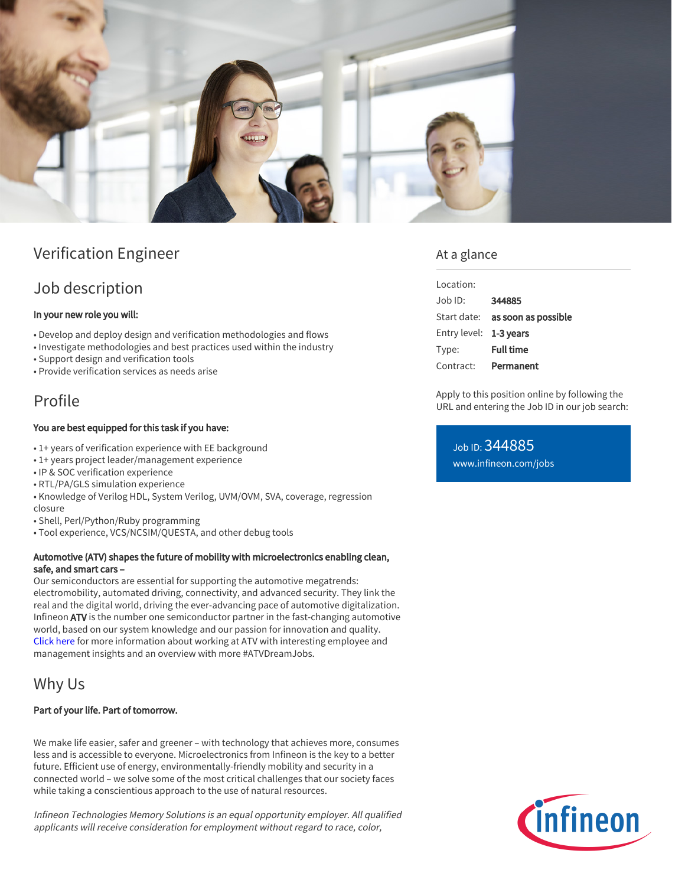# Verification Engineer

## Job description

**In your new role you will:**

- Develop and deploy design and verification methodologies and flows
- Investigate methodologies and best practices used within the industry
- Support design and verification tools
- Provide verification services as needs arise

## Profile

**You are best equipped for this task if you have:**

- 1+ years of verification experience with EE background
- 1+ years project leader/management experience
- IP & SOC verification experience
- RTL/PA/GLS simulation experience
- Knowledge of Verilog HDL, System Verilog, UVM/OVM, SVA, coverage, regression closure
- Shell, Perl/Python/Ruby programming
- Tool experience, VCS/NCSIM/QUESTA, and other debug tools

**Automotive (ATV) shapes the future of mobility with microelectronics enabling clean, safe, and smart cars –**
Our semiconductors are essential for supporting the automotive megatrends: electromobility, automated driving, connectivity, and advanced security. They link the real and the digital world, driving the ever-advancing pace of automotive digitalization. Infineon **ATV** is the number one semiconductor partner in the fast-changing automotive world, based on our system knowledge and our passion for innovation and quality. Click here for more information about working at ATV with interesting employee and management insights and an overview with more #ATVDreamJobs.

## Why Us

**Part of your life. Part of tomorrow.**

We make life easier, safer and greener – with technology that achieves more, consumes less and is accessible to everyone. Microelectronics from Infineon is the key to a better future. Efficient use of energy, environmentally-friendly mobility and security in a connected world – we solve some of the most critical challenges that our society faces while taking a conscientious approach to the use of natural resources.

*Infineon Technologies Memory Solutions is an equal opportunity employer. All qualified applicants will receive consideration for employment without regard to race, color,*

## At a glance

| | |
|---|---|
| Location: | |
| Job ID: | **344885** |
| Start date: | **as soon as possible** |
| Entry level: | **1-3 years** |
| Type: | **Full time** |
| Contract: | **Permanent** |

Apply to this position online by following the URL and entering the Job ID in our job search:

Job ID: 344885
www.infineon.com/jobs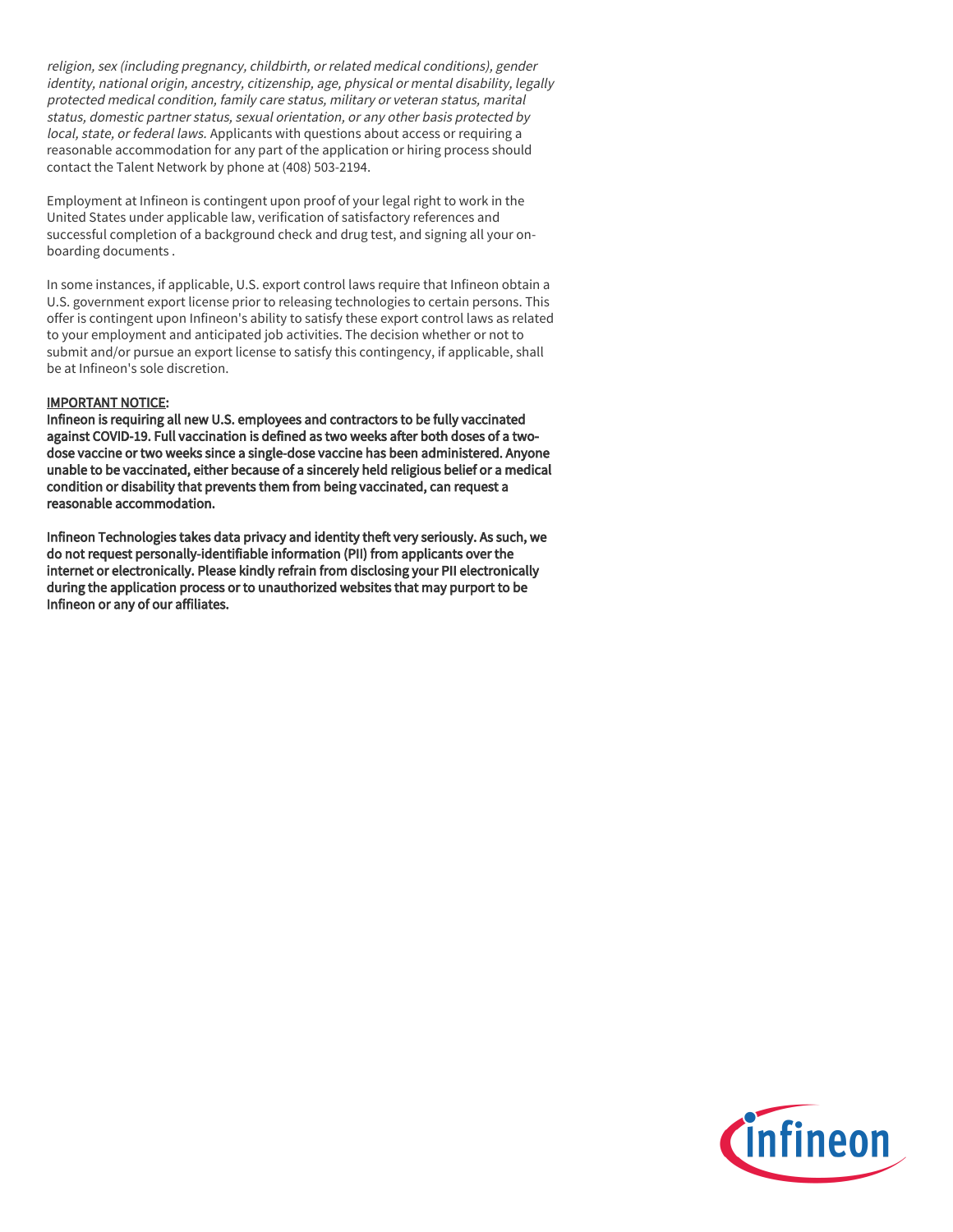*religion, sex (including pregnancy, childbirth, or related medical conditions), gender identity, national origin, ancestry, citizenship, age, physical or mental disability, legally protected medical condition, family care status, military or veteran status, marital status, domestic partner status, sexual orientation, or any other basis protected by local, state, or federal laws.* Applicants with questions about access or requiring a reasonable accommodation for any part of the application or hiring process should contact the Talent Network by phone at (408) 503-2194.

Employment at Infineon is contingent upon proof of your legal right to work in the United States under applicable law, verification of satisfactory references and successful completion of a background check and drug test, and signing all your on-boarding documents .

In some instances, if applicable, U.S. export control laws require that Infineon obtain a U.S. government export license prior to releasing technologies to certain persons. This offer is contingent upon Infineon's ability to satisfy these export control laws as related to your employment and anticipated job activities. The decision whether or not to submit and/or pursue an export license to satisfy this contingency, if applicable, shall be at Infineon's sole discretion.

**IMPORTANT NOTICE:**
**Infineon is requiring all new U.S. employees and contractors to be fully vaccinated against COVID-19. Full vaccination is defined as two weeks after both doses of a two-dose vaccine or two weeks since a single-dose vaccine has been administered. Anyone unable to be vaccinated, either because of a sincerely held religious belief or a medical condition or disability that prevents them from being vaccinated, can request a reasonable accommodation.**

**Infineon Technologies takes data privacy and identity theft very seriously. As such, we do not request personally-identifiable information (PII) from applicants over the internet or electronically. Please kindly refrain from disclosing your PII electronically during the application process or to unauthorized websites that may purport to be Infineon or any of our affiliates.**